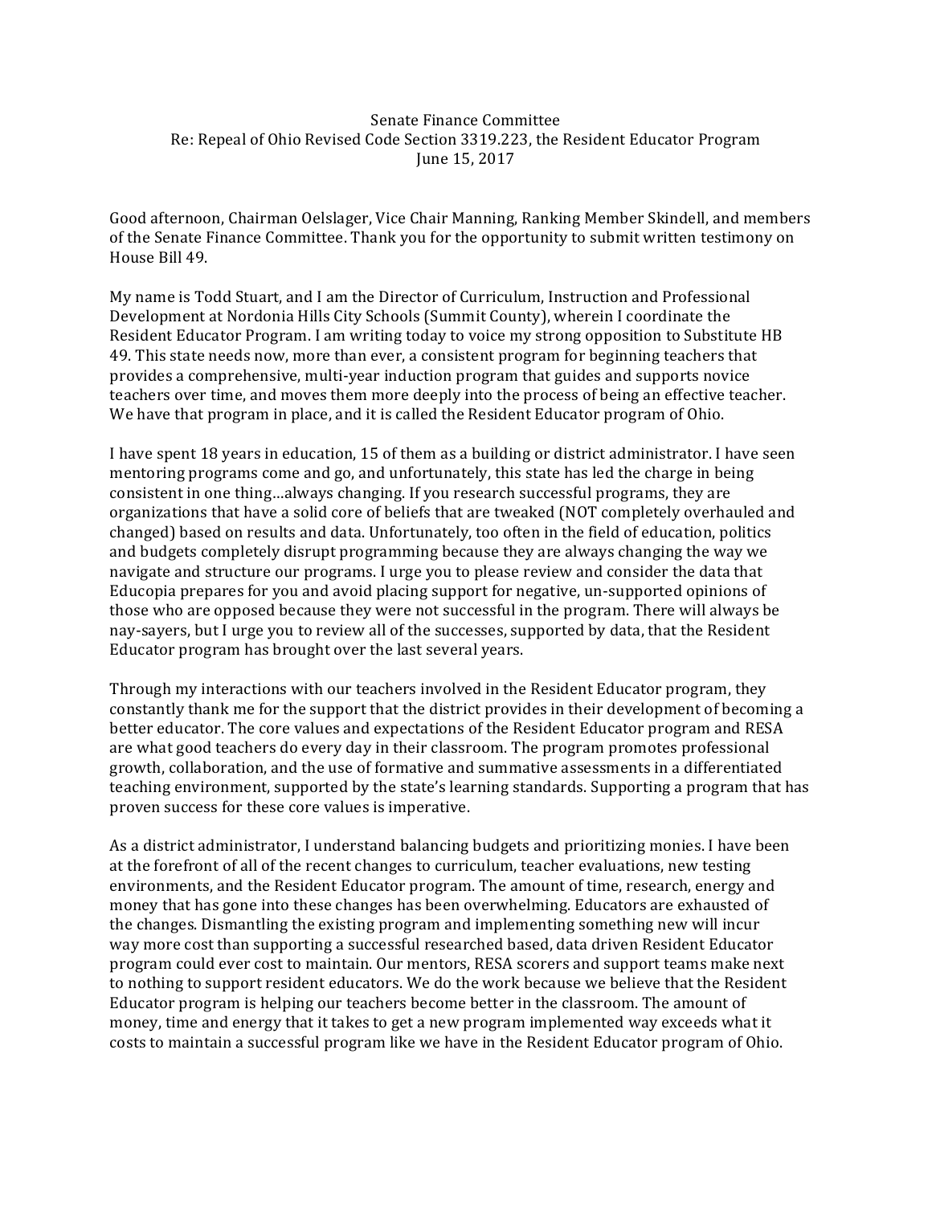Senate Finance Committee
Re: Repeal of Ohio Revised Code Section 3319.223, the Resident Educator Program
June 15, 2017

Good afternoon, Chairman Oelslager, Vice Chair Manning, Ranking Member Skindell, and members of the Senate Finance Committee. Thank you for the opportunity to submit written testimony on House Bill 49.

My name is Todd Stuart, and I am the Director of Curriculum, Instruction and Professional Development at Nordonia Hills City Schools (Summit County), wherein I coordinate the Resident Educator Program. I am writing today to voice my strong opposition to Substitute HB 49. This state needs now, more than ever, a consistent program for beginning teachers that provides a comprehensive, multi-year induction program that guides and supports novice teachers over time, and moves them more deeply into the process of being an effective teacher. We have that program in place, and it is called the Resident Educator program of Ohio.

I have spent 18 years in education, 15 of them as a building or district administrator. I have seen mentoring programs come and go, and unfortunately, this state has led the charge in being consistent in one thing…always changing. If you research successful programs, they are organizations that have a solid core of beliefs that are tweaked (NOT completely overhauled and changed) based on results and data. Unfortunately, too often in the field of education, politics and budgets completely disrupt programming because they are always changing the way we navigate and structure our programs. I urge you to please review and consider the data that Educopia prepares for you and avoid placing support for negative, un-supported opinions of those who are opposed because they were not successful in the program. There will always be nay-sayers, but I urge you to review all of the successes, supported by data, that the Resident Educator program has brought over the last several years.

Through my interactions with our teachers involved in the Resident Educator program, they constantly thank me for the support that the district provides in their development of becoming a better educator. The core values and expectations of the Resident Educator program and RESA are what good teachers do every day in their classroom. The program promotes professional growth, collaboration, and the use of formative and summative assessments in a differentiated teaching environment, supported by the state's learning standards. Supporting a program that has proven success for these core values is imperative.

As a district administrator, I understand balancing budgets and prioritizing monies. I have been at the forefront of all of the recent changes to curriculum, teacher evaluations, new testing environments, and the Resident Educator program. The amount of time, research, energy and money that has gone into these changes has been overwhelming. Educators are exhausted of the changes. Dismantling the existing program and implementing something new will incur way more cost than supporting a successful researched based, data driven Resident Educator program could ever cost to maintain. Our mentors, RESA scorers and support teams make next to nothing to support resident educators. We do the work because we believe that the Resident Educator program is helping our teachers become better in the classroom. The amount of money, time and energy that it takes to get a new program implemented way exceeds what it costs to maintain a successful program like we have in the Resident Educator program of Ohio.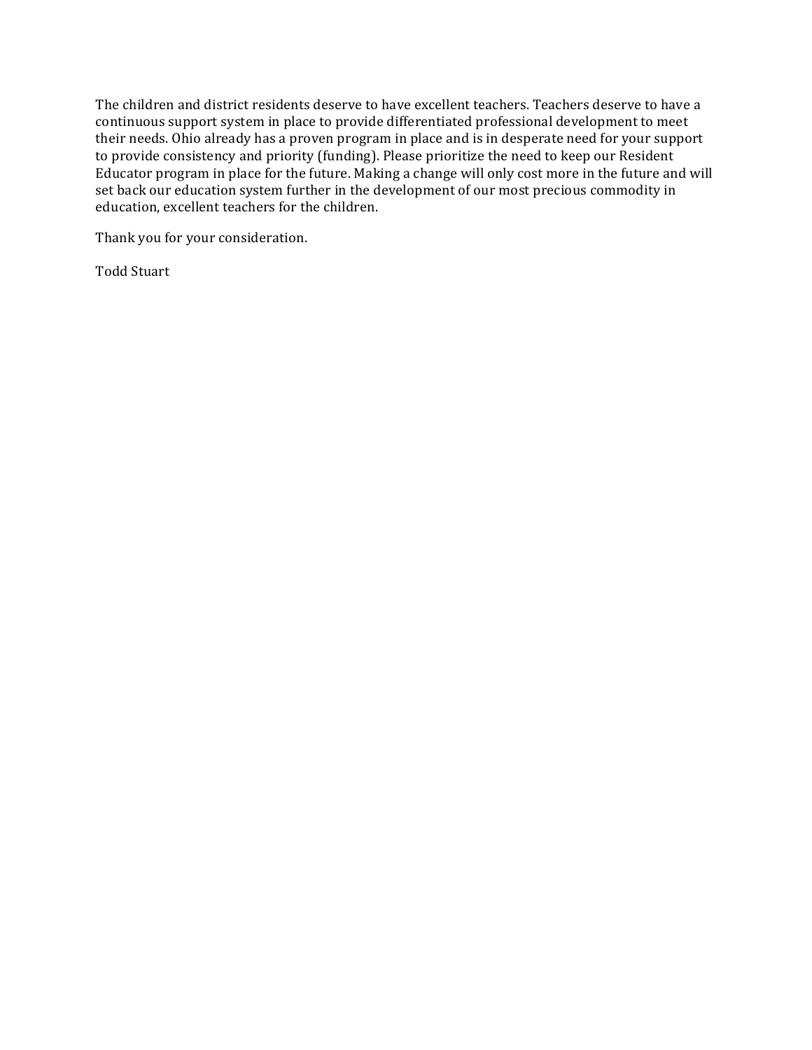The children and district residents deserve to have excellent teachers. Teachers deserve to have a continuous support system in place to provide differentiated professional development to meet their needs. Ohio already has a proven program in place and is in desperate need for your support to provide consistency and priority (funding). Please prioritize the need to keep our Resident Educator program in place for the future. Making a change will only cost more in the future and will set back our education system further in the development of our most precious commodity in education, excellent teachers for the children.

Thank you for your consideration.

Todd Stuart